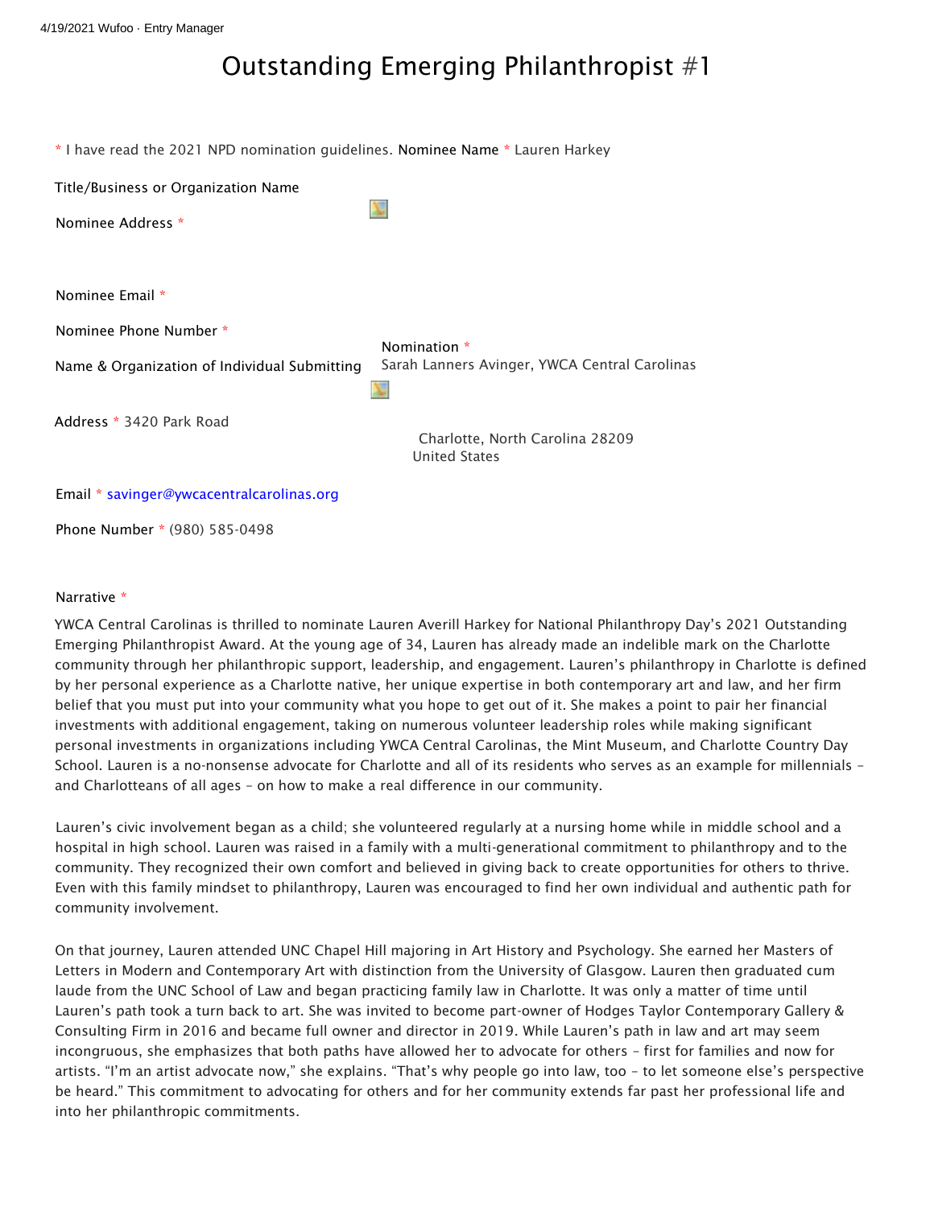# Outstanding Emerging Philanthropist #1

\* I have read the 2021 NPD nomination guidelines. Nominee Name \* Lauren Harkey

Title/Business or Organization Name

Nominee Address \*

Nominee Email \*

Nominee Phone Number \*

Name & Organization of Individual Submitting Nomination \* Sarah Lanners Avinger, YWCA Central Carolinas

Address \* 3420 Park Road
Charlotte, North Carolina 28209
United States

Email \* savinger@ywcacentralcarolinas.org

Phone Number \* (980) 585-0498

Narrative \*

YWCA Central Carolinas is thrilled to nominate Lauren Averill Harkey for National Philanthropy Day's 2021 Outstanding Emerging Philanthropist Award. At the young age of 34, Lauren has already made an indelible mark on the Charlotte community through her philanthropic support, leadership, and engagement. Lauren's philanthropy in Charlotte is defined by her personal experience as a Charlotte native, her unique expertise in both contemporary art and law, and her firm belief that you must put into your community what you hope to get out of it. She makes a point to pair her financial investments with additional engagement, taking on numerous volunteer leadership roles while making significant personal investments in organizations including YWCA Central Carolinas, the Mint Museum, and Charlotte Country Day School. Lauren is a no-nonsense advocate for Charlotte and all of its residents who serves as an example for millennials – and Charlotteans of all ages – on how to make a real difference in our community.

Lauren's civic involvement began as a child; she volunteered regularly at a nursing home while in middle school and a hospital in high school. Lauren was raised in a family with a multi-generational commitment to philanthropy and to the community. They recognized their own comfort and believed in giving back to create opportunities for others to thrive. Even with this family mindset to philanthropy, Lauren was encouraged to find her own individual and authentic path for community involvement.

On that journey, Lauren attended UNC Chapel Hill majoring in Art History and Psychology. She earned her Masters of Letters in Modern and Contemporary Art with distinction from the University of Glasgow. Lauren then graduated cum laude from the UNC School of Law and began practicing family law in Charlotte. It was only a matter of time until Lauren's path took a turn back to art. She was invited to become part-owner of Hodges Taylor Contemporary Gallery & Consulting Firm in 2016 and became full owner and director in 2019. While Lauren's path in law and art may seem incongruous, she emphasizes that both paths have allowed her to advocate for others – first for families and now for artists. "I'm an artist advocate now," she explains. "That's why people go into law, too – to let someone else's perspective be heard." This commitment to advocating for others and for her community extends far past her professional life and into her philanthropic commitments.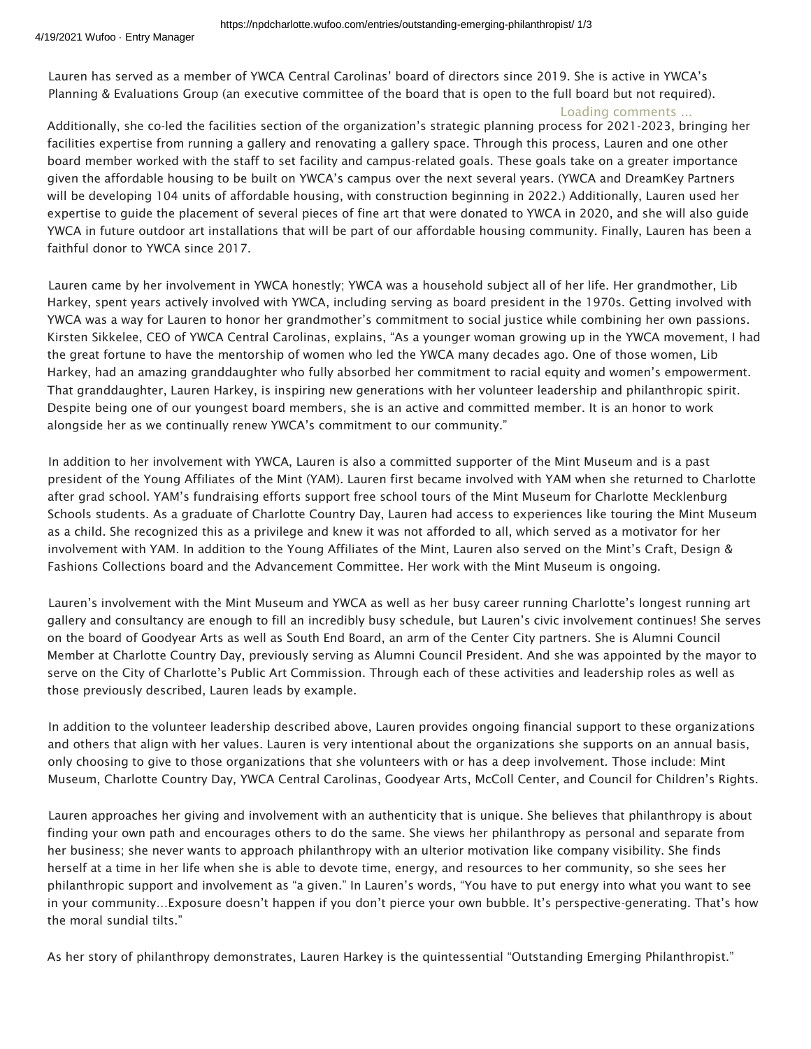Lauren has served as a member of YWCA Central Carolinas' board of directors since 2019. She is active in YWCA's Planning & Evaluations Group (an executive committee of the board that is open to the full board but not required).

Additionally, she co-led the facilities section of the organization's strategic planning process for 2021-2023, bringing her facilities expertise from running a gallery and renovating a gallery space. Through this process, Lauren and one other board member worked with the staff to set facility and campus-related goals. These goals take on a greater importance given the affordable housing to be built on YWCA's campus over the next several years. (YWCA and DreamKey Partners will be developing 104 units of affordable housing, with construction beginning in 2022.) Additionally, Lauren used her expertise to guide the placement of several pieces of fine art that were donated to YWCA in 2020, and she will also guide YWCA in future outdoor art installations that will be part of our affordable housing community. Finally, Lauren has been a faithful donor to YWCA since 2017.

Lauren came by her involvement in YWCA honestly; YWCA was a household subject all of her life. Her grandmother, Lib Harkey, spent years actively involved with YWCA, including serving as board president in the 1970s. Getting involved with YWCA was a way for Lauren to honor her grandmother's commitment to social justice while combining her own passions. Kirsten Sikkelee, CEO of YWCA Central Carolinas, explains, "As a younger woman growing up in the YWCA movement, I had the great fortune to have the mentorship of women who led the YWCA many decades ago. One of those women, Lib Harkey, had an amazing granddaughter who fully absorbed her commitment to racial equity and women's empowerment. That granddaughter, Lauren Harkey, is inspiring new generations with her volunteer leadership and philanthropic spirit. Despite being one of our youngest board members, she is an active and committed member. It is an honor to work alongside her as we continually renew YWCA's commitment to our community."

In addition to her involvement with YWCA, Lauren is also a committed supporter of the Mint Museum and is a past president of the Young Affiliates of the Mint (YAM). Lauren first became involved with YAM when she returned to Charlotte after grad school. YAM's fundraising efforts support free school tours of the Mint Museum for Charlotte Mecklenburg Schools students. As a graduate of Charlotte Country Day, Lauren had access to experiences like touring the Mint Museum as a child. She recognized this as a privilege and knew it was not afforded to all, which served as a motivator for her involvement with YAM. In addition to the Young Affiliates of the Mint, Lauren also served on the Mint's Craft, Design & Fashions Collections board and the Advancement Committee. Her work with the Mint Museum is ongoing.

Lauren's involvement with the Mint Museum and YWCA as well as her busy career running Charlotte's longest running art gallery and consultancy are enough to fill an incredibly busy schedule, but Lauren's civic involvement continues! She serves on the board of Goodyear Arts as well as South End Board, an arm of the Center City partners. She is Alumni Council Member at Charlotte Country Day, previously serving as Alumni Council President. And she was appointed by the mayor to serve on the City of Charlotte's Public Art Commission. Through each of these activities and leadership roles as well as those previously described, Lauren leads by example.

In addition to the volunteer leadership described above, Lauren provides ongoing financial support to these organizations and others that align with her values. Lauren is very intentional about the organizations she supports on an annual basis, only choosing to give to those organizations that she volunteers with or has a deep involvement. Those include: Mint Museum, Charlotte Country Day, YWCA Central Carolinas, Goodyear Arts, McColl Center, and Council for Children's Rights.

Lauren approaches her giving and involvement with an authenticity that is unique. She believes that philanthropy is about finding your own path and encourages others to do the same. She views her philanthropy as personal and separate from her business; she never wants to approach philanthropy with an ulterior motivation like company visibility. She finds herself at a time in her life when she is able to devote time, energy, and resources to her community, so she sees her philanthropic support and involvement as "a given." In Lauren's words, "You have to put energy into what you want to see in your community…Exposure doesn't happen if you don't pierce your own bubble. It's perspective-generating. That's how the moral sundial tilts."

As her story of philanthropy demonstrates, Lauren Harkey is the quintessential "Outstanding Emerging Philanthropist."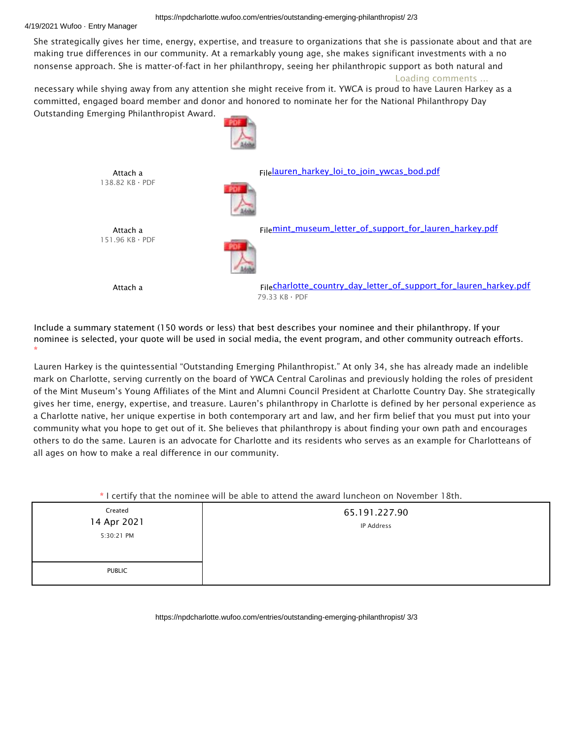She strategically gives her time, energy, expertise, and treasure to organizations that she is passionate about and that are making true differences in our community. At a remarkably young age, she makes significant investments with a no nonsense approach. She is matter-of-fact in her philanthropy, seeing her philanthropic support as both natural and necessary while shying away from any attention she might receive from it. YWCA is proud to have Lauren Harkey as a committed, engaged board member and donor and honored to nominate her for the National Philanthropy Day Outstanding Emerging Philanthropist Award.

Attach a File lauren_harkey_loi_to_join_ywcas_bod.pdf
138.82 KB · PDF

Attach a File mint_museum_letter_of_support_for_lauren_harkey.pdf
151.96 KB · PDF

Attach a File charlotte_country_day_letter_of_support_for_lauren_harkey.pdf
79.33 KB · PDF

Include a summary statement (150 words or less) that best describes your nominee and their philanthropy. If your nominee is selected, your quote will be used in social media, the event program, and other community outreach efforts. *

Lauren Harkey is the quintessential "Outstanding Emerging Philanthropist." At only 34, she has already made an indelible mark on Charlotte, serving currently on the board of YWCA Central Carolinas and previously holding the roles of president of the Mint Museum's Young Affiliates of the Mint and Alumni Council President at Charlotte Country Day. She strategically gives her time, energy, expertise, and treasure. Lauren's philanthropy in Charlotte is defined by her personal experience as a Charlotte native, her unique expertise in both contemporary art and law, and her firm belief that you must put into your community what you hope to get out of it. She believes that philanthropy is about finding your own path and encourages others to do the same. Lauren is an advocate for Charlotte and its residents who serves as an example for Charlotteans of all ages on how to make a real difference in our community.

* I certify that the nominee will be able to attend the award luncheon on November 18th.

| | |
|---|---|
| Created<br>14 Apr 2021<br>5:30:21 PM | 65.191.227.90<br>IP Address |
| PUBLIC | |